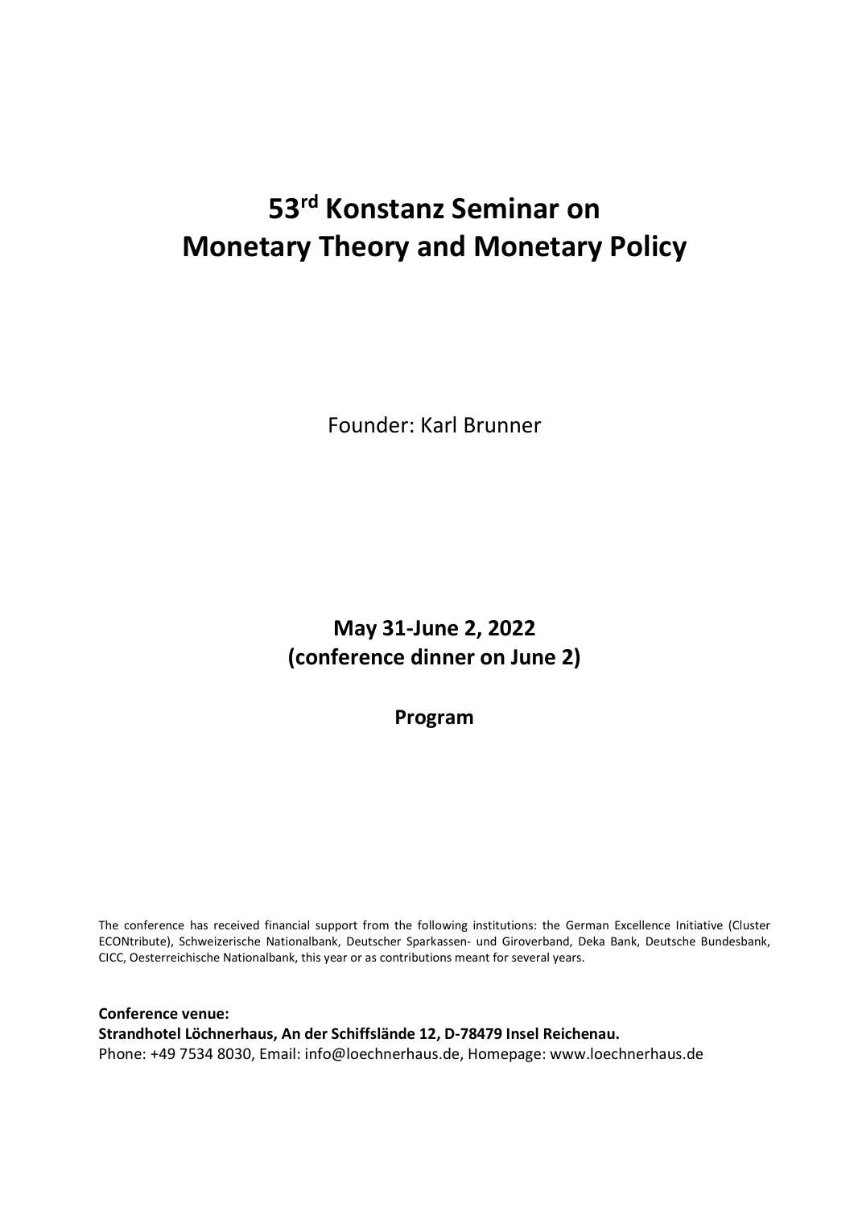# 53rd Konstanz Seminar on Monetary Theory and Monetary Policy

Founder: Karl Brunner

**May 31-June 2, 2022**
**(conference dinner on June 2)**

**Program**

The conference has received financial support from the following institutions: the German Excellence Initiative (Cluster ECONtribute), Schweizerische Nationalbank, Deutscher Sparkassen- und Giroverband, Deka Bank, Deutsche Bundesbank, CICC, Oesterreichische Nationalbank, this year or as contributions meant for several years.

**Conference venue:**
**Strandhotel Löchnerhaus, An der Schiffslände 12, D-78479 Insel Reichenau.**
Phone: +49 7534 8030, Email: info@loechnerhaus.de, Homepage: www.loechnerhaus.de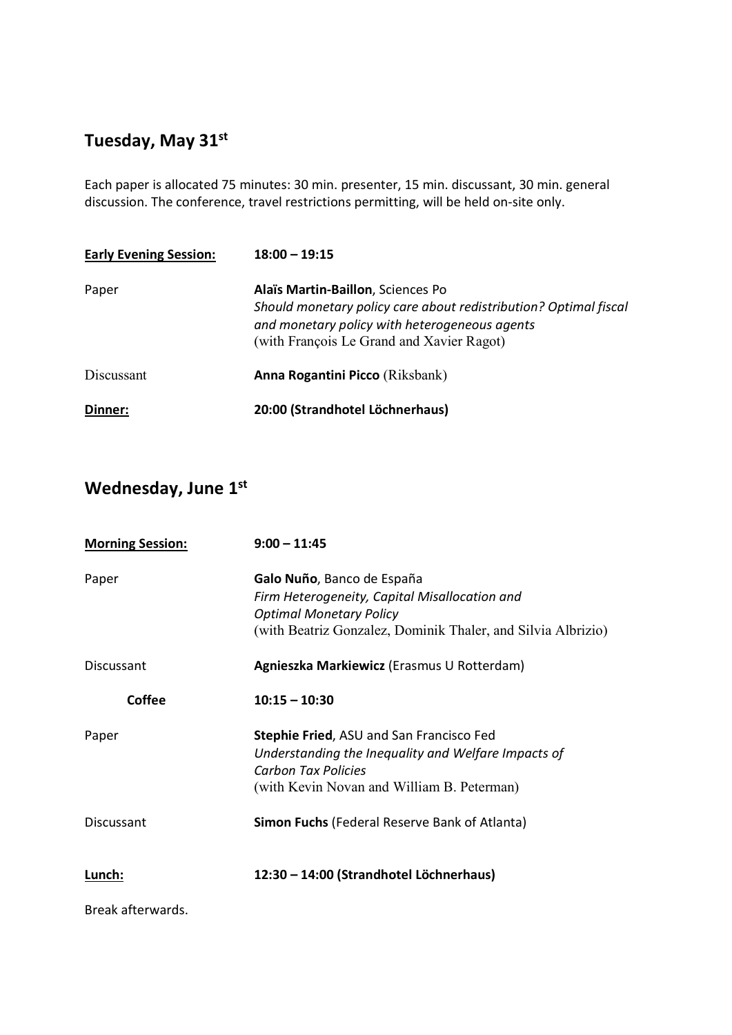## Tuesday, May 31st

Each paper is allocated 75 minutes: 30 min. presenter, 15 min. discussant, 30 min. general discussion. The conference, travel restrictions permitting, will be held on-site only.

| | |
|---|---|
| **Early Evening Session:** | **18:00 – 19:15** |
| Paper | **Alaïs Martin-Baillon**, Sciences Po<br>*Should monetary policy care about redistribution? Optimal fiscal and monetary policy with heterogeneous agents*<br>(with François Le Grand and Xavier Ragot) |
| Discussant | **Anna Rogantini Picco** (Riksbank) |
| **Dinner:** | **20:00 (Strandhotel Löchnerhaus)** |

## Wednesday, June 1st

| | |
|---|---|
| **Morning Session:** | **9:00 – 11:45** |
| Paper | **Galo Nuño**, Banco de España<br>*Firm Heterogeneity, Capital Misallocation and Optimal Monetary Policy*<br>(with Beatriz Gonzalez, Dominik Thaler, and Silvia Albrizio) |
| Discussant | **Agnieszka Markiewicz** (Erasmus U Rotterdam) |
| **Coffee** | **10:15 – 10:30** |
| Paper | **Stephie Fried**, ASU and San Francisco Fed<br>*Understanding the Inequality and Welfare Impacts of Carbon Tax Policies*<br>(with Kevin Novan and William B. Peterman) |
| Discussant | **Simon Fuchs** (Federal Reserve Bank of Atlanta) |
| **Lunch:** | **12:30 – 14:00 (Strandhotel Löchnerhaus)** |

Break afterwards.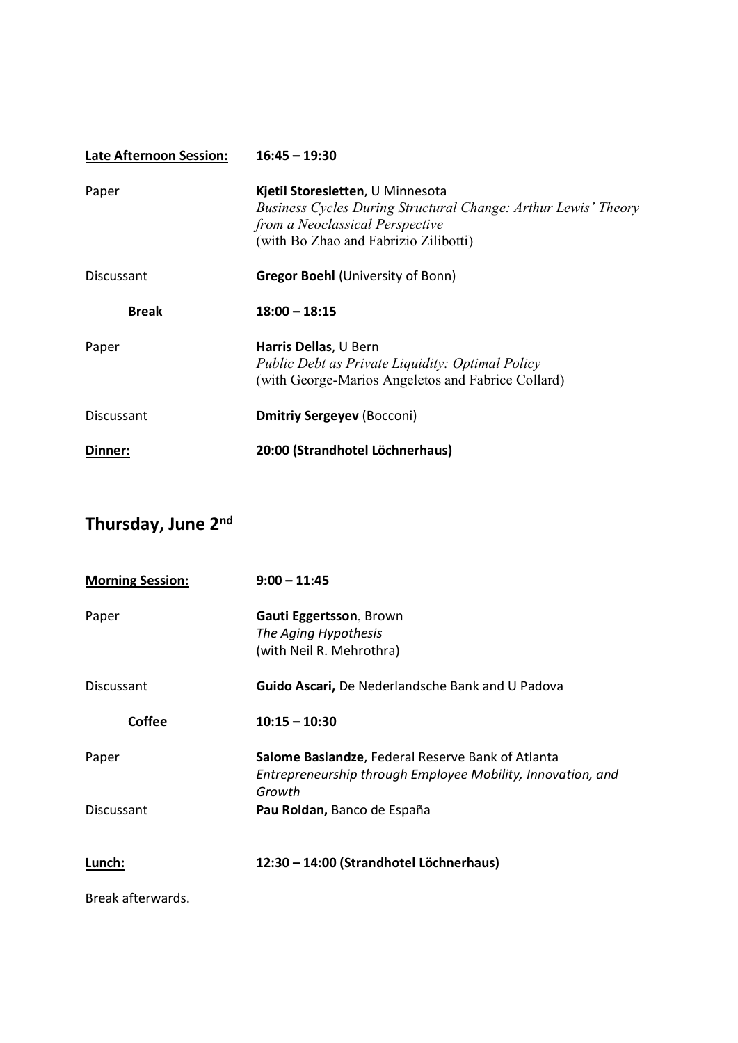| **Late Afternoon Session:** | **16:45 – 19:30** |
|---|---|
| Paper | **Kjetil Storesletten**, U Minnesota<br>*Business Cycles During Structural Change: Arthur Lewis' Theory from a Neoclassical Perspective*<br>(with Bo Zhao and Fabrizio Zilibotti) |
| Discussant | **Gregor Boehl** (University of Bonn) |
| **Break** | **18:00 – 18:15** |
| Paper | **Harris Dellas**, U Bern<br>*Public Debt as Private Liquidity: Optimal Policy*<br>(with George-Marios Angeletos and Fabrice Collard) |
| Discussant | **Dmitriy Sergeyev** (Bocconi) |
| **Dinner:** | **20:00 (Strandhotel Löchnerhaus)** |

## Thursday, June 2nd

| **Morning Session:** | **9:00 – 11:45** |
|---|---|
| Paper | **Gauti Eggertsson**, Brown<br>*The Aging Hypothesis*<br>(with Neil R. Mehrothra) |
| Discussant | **Guido Ascari,** De Nederlandsche Bank and U Padova |
| **Coffee** | **10:15 – 10:30** |
| Paper | **Salome Baslandze**, Federal Reserve Bank of Atlanta<br>*Entrepreneurship through Employee Mobility, Innovation, and Growth* |
| Discussant | **Pau Roldan,** Banco de España |
| **Lunch:** | **12:30 – 14:00 (Strandhotel Löchnerhaus)** |

Break afterwards.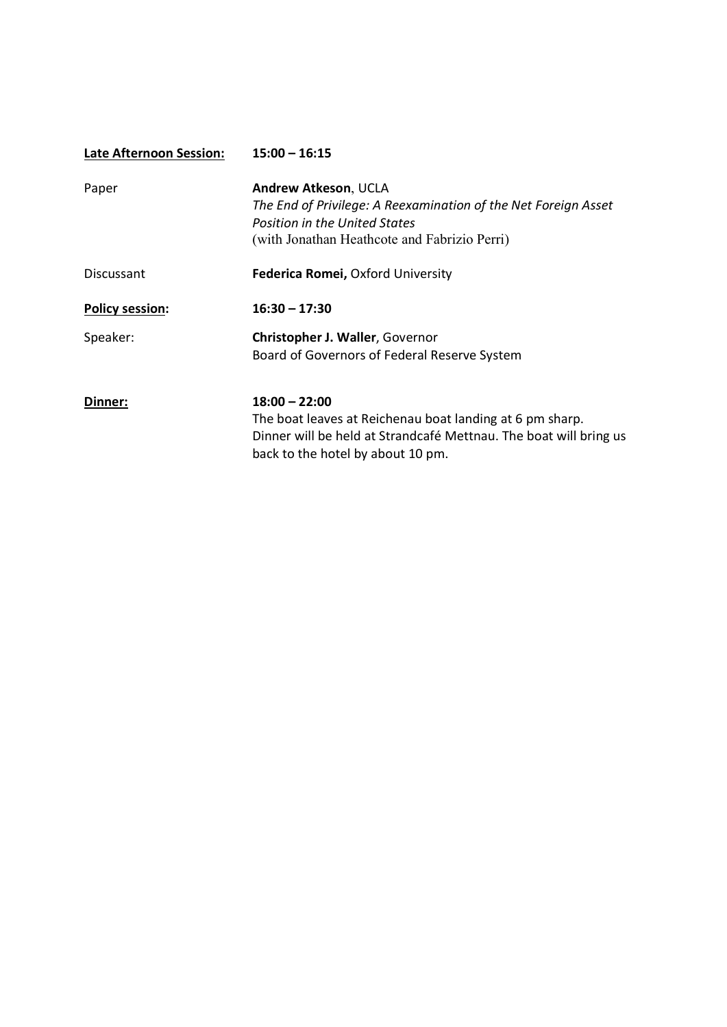**Late Afternoon Session:** **15:00 – 16:15**

Paper

**Andrew Atkeson**, UCLA
*The End of Privilege: A Reexamination of the Net Foreign Asset Position in the United States*
(with Jonathan Heathcote and Fabrizio Perri)

Discussant

**Federica Romei,** Oxford University

**Policy session:** **16:30 – 17:30**

Speaker:

**Christopher J. Waller**, Governor
Board of Governors of Federal Reserve System

**Dinner:** **18:00 – 22:00**

The boat leaves at Reichenau boat landing at 6 pm sharp.
Dinner will be held at Strandcafé Mettnau. The boat will bring us back to the hotel by about 10 pm.